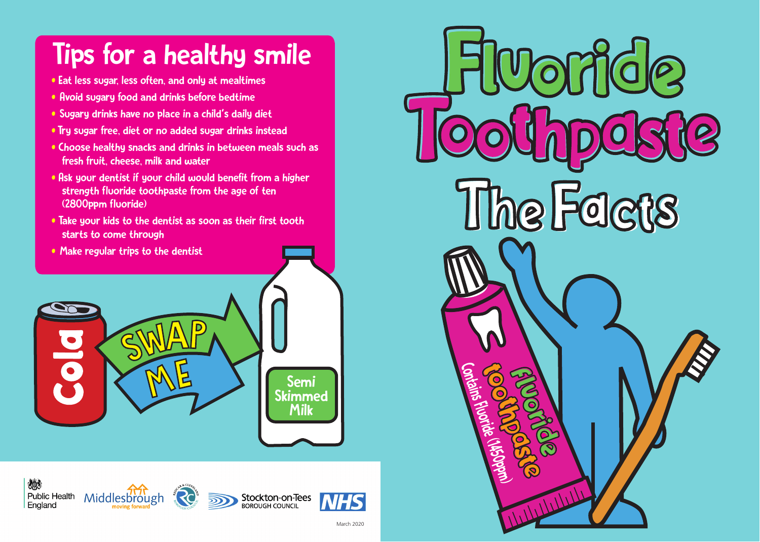## Tips for a healthy smile

- Eat less sugar, less often, and only at mealtimes
- Avoid sugary food and drinks before bedtime
- Sugary drinks have no place in a child's daily diet
- Try sugar free, diet or no added sugar drinks instead
- Choose healthy snacks and drinks in between meals such as fresh fruit, cheese, milk and water
- Ask your dentist if your child would benefit from a higher strength fluoride toothpaste from the age of ten (2800ppm fluoride)
- Take your kids to the dentist as soon as their first tooth starts to come through
- Make regular trips to the dentist

Cola

SWAP ME

Semi Skimmed Milk

Public Health England | Middlesbrough moving forward | Redcar & Cleveland Borough Council | Stockton-on-Tees Borough Council | NHS

March 2020

# Fluoride Toothpaste

# The Facts

Fluoride toothpaste

Contains Fluoride (1450ppm)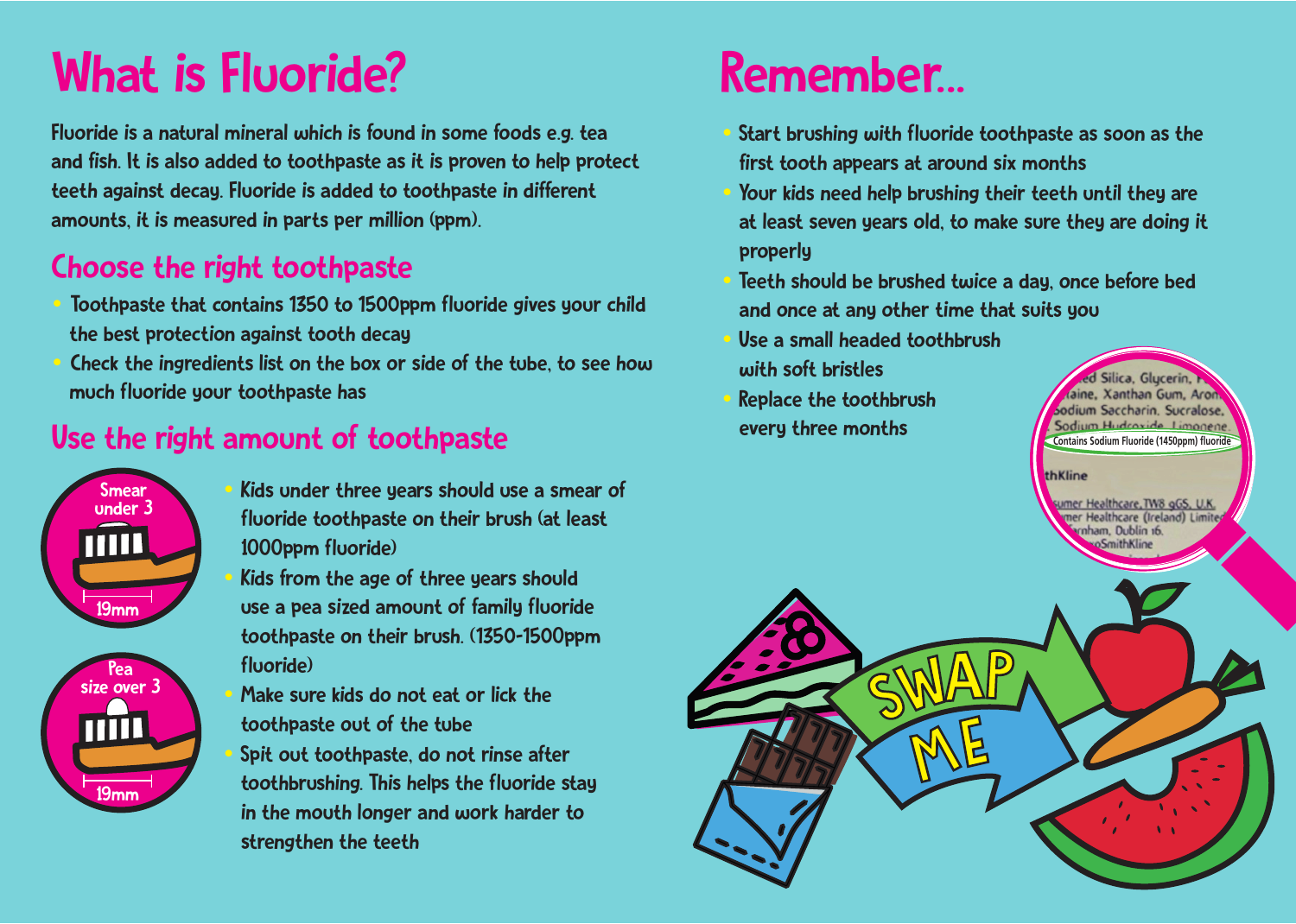# What is Fluoride?

Fluoride is a natural mineral which is found in some foods e.g. tea and fish. It is also added to toothpaste as it is proven to help protect teeth against decay. Fluoride is added to toothpaste in different amounts, it is measured in parts per million (ppm).

## Choose the right toothpaste

- Toothpaste that contains 1350 to 1500ppm fluoride gives your child the best protection against tooth decay
- Check the ingredients list on the box or side of the tube, to see how much fluoride your toothpaste has

## Use the right amount of toothpaste

Smear under 3

19mm

Pea size over 3

19mm

- Kids under three years should use a smear of fluoride toothpaste on their brush (at least 1000ppm fluoride)
- Kids from the age of three years should use a pea sized amount of family fluoride toothpaste on their brush. (1350-1500ppm fluoride)
- Make sure kids do not eat or lick the toothpaste out of the tube
- Spit out toothpaste, do not rinse after toothbrushing. This helps the fluoride stay in the mouth longer and work harder to strengthen the teeth

# Remember...

- Start brushing with fluoride toothpaste as soon as the first tooth appears at around six months
- Your kids need help brushing their teeth until they are at least seven years old, to make sure they are doing it properly
- Teeth should be brushed twice a day, once before bed and once at any other time that suits you
- Use a small headed toothbrush with soft bristles
- Replace the toothbrush every three months

Contains Sodium Fluoride (1450ppm) fluoride

SWAP ME